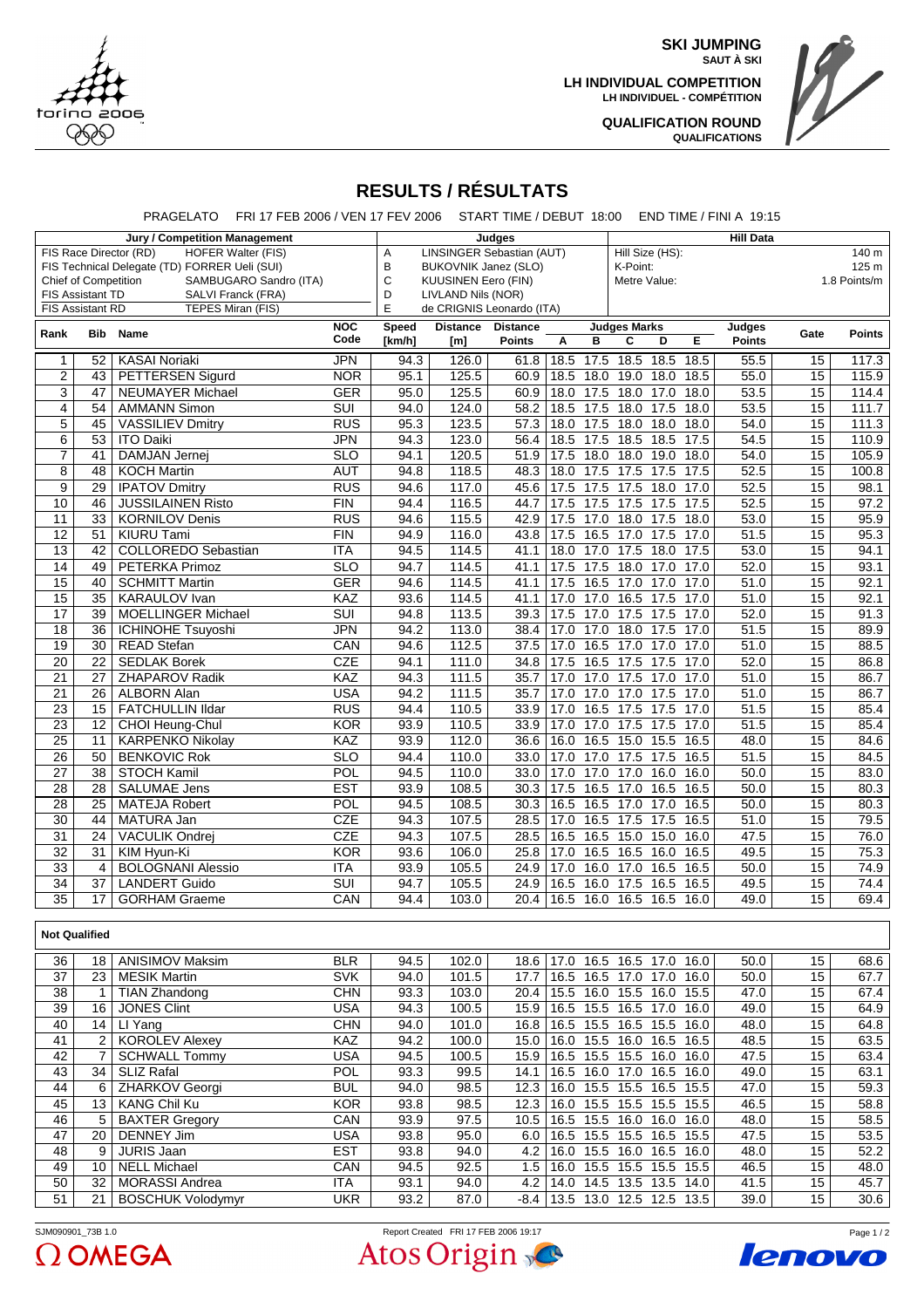**SKI JUMPING**
SAUT À SKI

**LH INDIVIDUAL COMPETITION**
LH INDIVIDUEL - COMPÉTITION

**QUALIFICATION ROUND**
QUALIFICATIONS

# RESULTS / RÉSULTATS

PRAGELATO FRI 17 FEB 2006 / VEN 17 FEV 2006 START TIME / DEBUT 18:00 END TIME / FINI A 19:15

| Jury / Competition Management | | Judges | | Hill Data | |
|---|---|---|---|---|---|
| FIS Race Director (RD) | HOFER Walter (FIS) | A | LINSINGER Sebastian (AUT) | Hill Size (HS): | 140 m |
| FIS Technical Delegate (TD) | FORRER Ueli (SUI) | B | BUKOVNIK Janez (SLO) | K-Point: | 125 m |
| Chief of Competition | SAMBUGARO Sandro (ITA) | C | KUUSINEN Eero (FIN) | Metre Value: | 1.8 Points/m |
| FIS Assistant TD | SALVI Franck (FRA) | D | LIVLAND Nils (NOR) | | |
| FIS Assistant RD | TEPES Miran (FIS) | E | de CRIGNIS Leonardo (ITA) | | |

| Rank | Bib | Name | NOC Code | Speed [km/h] | Distance [m] | Distance Points | Judges Marks A | B | C | D | E | Judges Points | Gate | Points |
|---|---|---|---|---|---|---|---|---|---|---|---|---|---|---|
| 1 | 52 | KASAI Noriaki | JPN | 94.3 | 126.0 | 61.8 | 18.5 | 17.5 | 18.5 | 18.5 | 18.5 | 55.5 | 15 | 117.3 |
| 2 | 43 | PETTERSEN Sigurd | NOR | 95.1 | 125.5 | 60.9 | 18.5 | 18.0 | 19.0 | 18.0 | 18.5 | 55.0 | 15 | 115.9 |
| 3 | 47 | NEUMAYER Michael | GER | 95.0 | 125.5 | 60.9 | 18.0 | 17.5 | 18.0 | 17.0 | 18.0 | 53.5 | 15 | 114.4 |
| 4 | 54 | AMMANN Simon | SUI | 94.0 | 124.0 | 58.2 | 18.5 | 17.5 | 18.0 | 17.5 | 18.0 | 53.5 | 15 | 111.7 |
| 5 | 45 | VASSILIEV Dmitry | RUS | 95.3 | 123.5 | 57.3 | 18.0 | 17.5 | 18.0 | 18.0 | 18.0 | 54.0 | 15 | 111.3 |
| 6 | 53 | ITO Daiki | JPN | 94.3 | 123.0 | 56.4 | 18.5 | 17.5 | 18.5 | 18.5 | 17.5 | 54.5 | 15 | 110.9 |
| 7 | 41 | DAMJAN Jernej | SLO | 94.1 | 120.5 | 51.9 | 17.5 | 18.0 | 18.0 | 19.0 | 18.0 | 54.0 | 15 | 105.9 |
| 8 | 48 | KOCH Martin | AUT | 94.8 | 118.5 | 48.3 | 18.0 | 17.5 | 17.5 | 17.5 | 17.5 | 52.5 | 15 | 100.8 |
| 9 | 29 | IPATOV Dmitry | RUS | 94.6 | 117.0 | 45.6 | 17.5 | 17.5 | 17.5 | 18.0 | 17.0 | 52.5 | 15 | 98.1 |
| 10 | 46 | JUSSILAINEN Risto | FIN | 94.4 | 116.5 | 44.7 | 17.5 | 17.5 | 17.5 | 17.5 | 17.5 | 52.5 | 15 | 97.2 |
| 11 | 33 | KORNILOV Denis | RUS | 94.6 | 115.5 | 42.9 | 17.5 | 17.0 | 18.0 | 17.5 | 18.0 | 53.0 | 15 | 95.9 |
| 12 | 51 | KIURU Tami | FIN | 94.9 | 116.0 | 43.8 | 17.5 | 16.5 | 17.0 | 17.5 | 17.0 | 51.5 | 15 | 95.3 |
| 13 | 42 | COLLOREDO Sebastian | ITA | 94.5 | 114.5 | 41.1 | 18.0 | 17.0 | 17.5 | 18.0 | 17.5 | 53.0 | 15 | 94.1 |
| 14 | 49 | PETERKA Primoz | SLO | 94.7 | 114.5 | 41.1 | 17.5 | 17.5 | 18.0 | 17.0 | 17.0 | 52.0 | 15 | 93.1 |
| 15 | 40 | SCHMITT Martin | GER | 94.6 | 114.5 | 41.1 | 17.5 | 16.5 | 17.0 | 17.0 | 17.0 | 51.0 | 15 | 92.1 |
| 15 | 35 | KARAULOV Ivan | KAZ | 93.6 | 114.5 | 41.1 | 17.0 | 17.0 | 16.5 | 17.5 | 17.0 | 51.0 | 15 | 92.1 |
| 17 | 39 | MOELLINGER Michael | SUI | 94.8 | 113.5 | 39.3 | 17.5 | 17.0 | 17.5 | 17.5 | 17.0 | 52.0 | 15 | 91.3 |
| 18 | 36 | ICHINOHE Tsuyoshi | JPN | 94.2 | 113.0 | 38.4 | 17.0 | 17.0 | 18.0 | 17.5 | 17.0 | 51.5 | 15 | 89.9 |
| 19 | 30 | READ Stefan | CAN | 94.6 | 112.5 | 37.5 | 17.0 | 16.5 | 17.0 | 17.0 | 17.0 | 51.0 | 15 | 88.5 |
| 20 | 22 | SEDLAK Borek | CZE | 94.1 | 111.0 | 34.8 | 17.5 | 16.5 | 17.5 | 17.5 | 17.0 | 52.0 | 15 | 86.8 |
| 21 | 27 | ZHAPAROV Radik | KAZ | 94.3 | 111.5 | 35.7 | 17.0 | 17.0 | 17.5 | 17.0 | 17.0 | 51.0 | 15 | 86.7 |
| 21 | 26 | ALBORN Alan | USA | 94.2 | 111.5 | 35.7 | 17.0 | 17.0 | 17.0 | 17.5 | 17.0 | 51.0 | 15 | 86.7 |
| 23 | 15 | FATCHULLIN Ildar | RUS | 94.4 | 110.5 | 33.9 | 17.0 | 16.5 | 17.5 | 17.5 | 17.0 | 51.5 | 15 | 85.4 |
| 23 | 12 | CHOI Heung-Chul | KOR | 93.9 | 110.5 | 33.9 | 17.0 | 17.0 | 17.5 | 17.5 | 17.0 | 51.5 | 15 | 85.4 |
| 25 | 11 | KARPENKO Nikolay | KAZ | 93.9 | 112.0 | 36.6 | 16.0 | 16.5 | 15.0 | 15.5 | 16.5 | 48.0 | 15 | 84.6 |
| 26 | 50 | BENKOVIC Rok | SLO | 94.4 | 110.0 | 33.0 | 17.0 | 17.0 | 17.5 | 17.5 | 16.5 | 51.5 | 15 | 84.5 |
| 27 | 38 | STOCH Kamil | POL | 94.5 | 110.0 | 33.0 | 17.0 | 17.0 | 17.0 | 16.0 | 16.0 | 50.0 | 15 | 83.0 |
| 28 | 28 | SALUMAE Jens | EST | 93.9 | 108.5 | 30.3 | 17.5 | 16.5 | 17.0 | 16.5 | 16.5 | 50.0 | 15 | 80.3 |
| 28 | 25 | MATEJA Robert | POL | 94.5 | 108.5 | 30.3 | 16.5 | 16.5 | 17.0 | 17.0 | 16.5 | 50.0 | 15 | 80.3 |
| 30 | 44 | MATURA Jan | CZE | 94.3 | 107.5 | 28.5 | 17.0 | 16.5 | 17.5 | 17.5 | 16.5 | 51.0 | 15 | 79.5 |
| 31 | 24 | VACULIK Ondrej | CZE | 94.3 | 107.5 | 28.5 | 16.5 | 16.5 | 15.0 | 15.0 | 16.0 | 47.5 | 15 | 76.0 |
| 32 | 31 | KIM Hyun-Ki | KOR | 93.6 | 106.0 | 25.8 | 17.0 | 16.5 | 16.5 | 16.0 | 16.5 | 49.5 | 15 | 75.3 |
| 33 | 4 | BOLOGNANI Alessio | ITA | 93.9 | 105.5 | 24.9 | 17.0 | 16.0 | 17.0 | 16.5 | 16.5 | 50.0 | 15 | 74.9 |
| 34 | 37 | LANDERT Guido | SUI | 94.7 | 105.5 | 24.9 | 16.5 | 16.0 | 17.5 | 16.5 | 16.5 | 49.5 | 15 | 74.4 |
| 35 | 17 | GORHAM Graeme | CAN | 94.4 | 103.0 | 20.4 | 16.5 | 16.0 | 16.5 | 16.5 | 16.0 | 49.0 | 15 | 69.4 |

**Not Qualified**

| Rank | Bib | Name | NOC Code | Speed [km/h] | Distance [m] | Distance Points | A | B | C | D | E | Judges Points | Gate | Points |
|---|---|---|---|---|---|---|---|---|---|---|---|---|---|---|
| 36 | 18 | ANISIMOV Maksim | BLR | 94.5 | 102.0 | 18.6 | 17.0 | 16.5 | 16.5 | 17.0 | 16.0 | 50.0 | 15 | 68.6 |
| 37 | 23 | MESIK Martin | SVK | 94.0 | 101.5 | 17.7 | 16.5 | 16.5 | 17.0 | 17.0 | 16.0 | 50.0 | 15 | 67.7 |
| 38 | 1 | TIAN Zhandong | CHN | 93.3 | 103.0 | 20.4 | 15.5 | 16.0 | 15.5 | 16.0 | 15.5 | 47.0 | 15 | 67.4 |
| 39 | 16 | JONES Clint | USA | 94.3 | 100.5 | 15.9 | 16.5 | 15.5 | 16.5 | 17.0 | 16.0 | 49.0 | 15 | 64.9 |
| 40 | 14 | LI Yang | CHN | 94.0 | 101.0 | 16.8 | 16.5 | 15.5 | 16.5 | 15.5 | 16.0 | 48.0 | 15 | 64.8 |
| 41 | 2 | KOROLEV Alexey | KAZ | 94.2 | 100.0 | 15.0 | 16.0 | 15.5 | 16.0 | 16.5 | 16.5 | 48.5 | 15 | 63.5 |
| 42 | 7 | SCHWALL Tommy | USA | 94.5 | 100.5 | 15.9 | 16.5 | 15.5 | 15.5 | 16.0 | 16.0 | 47.5 | 15 | 63.4 |
| 43 | 34 | SLIZ Rafal | POL | 93.3 | 99.5 | 14.1 | 16.5 | 16.0 | 17.0 | 16.5 | 16.0 | 49.0 | 15 | 63.1 |
| 44 | 6 | ZHARKOV Georgi | BUL | 94.0 | 98.5 | 12.3 | 16.0 | 15.5 | 15.5 | 16.5 | 15.5 | 47.0 | 15 | 59.3 |
| 45 | 13 | KANG Chil Ku | KOR | 93.8 | 98.5 | 12.3 | 16.0 | 15.5 | 15.5 | 15.5 | 15.5 | 46.5 | 15 | 58.8 |
| 46 | 5 | BAXTER Gregory | CAN | 93.9 | 97.5 | 10.5 | 16.5 | 15.5 | 16.0 | 16.0 | 16.0 | 48.0 | 15 | 58.5 |
| 47 | 20 | DENNEY Jim | USA | 93.8 | 95.0 | 6.0 | 16.5 | 15.5 | 15.5 | 16.5 | 15.5 | 47.5 | 15 | 53.5 |
| 48 | 9 | JURIS Jaan | EST | 93.8 | 94.0 | 4.2 | 16.0 | 15.5 | 16.0 | 16.5 | 16.0 | 48.0 | 15 | 52.2 |
| 49 | 10 | NELL Michael | CAN | 94.5 | 92.5 | 1.5 | 16.0 | 15.5 | 15.5 | 15.5 | 15.5 | 46.5 | 15 | 48.0 |
| 50 | 32 | MORASSI Andrea | ITA | 93.1 | 94.0 | 4.2 | 14.0 | 14.5 | 13.5 | 13.5 | 14.0 | 41.5 | 15 | 45.7 |
| 51 | 21 | BOSCHUK Volodymyr | UKR | 93.2 | 87.0 | -8.4 | 13.5 | 13.0 | 12.5 | 12.5 | 13.5 | 39.0 | 15 | 30.6 |

SJM090901_73B 1.0 Report Created FRI 17 FEB 2006 19:17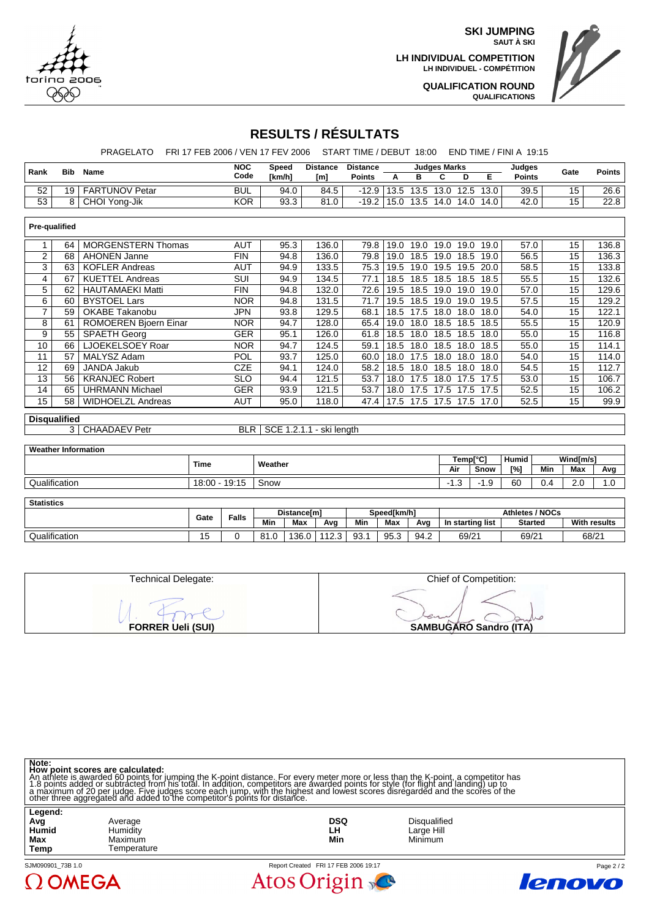**SKI JUMPING**
SAUT À SKI

**LH INDIVIDUAL COMPETITION**
LH INDIVIDUEL - COMPÉTITION

**QUALIFICATION ROUND**
QUALIFICATIONS

# RESULTS / RÉSULTATS

PRAGELATO FRI 17 FEB 2006 / VEN 17 FEV 2006 START TIME / DEBUT 18:00 END TIME / FINI A 19:15

| Rank | Bib | Name | NOC Code | Speed [km/h] | Distance [m] | Distance Points | Judges Marks A | B | C | D | E | Judges Points | Gate | Points |
|---|---|---|---|---|---|---|---|---|---|---|---|---|---|---|
| 52 | 19 | FARTUNOV Petar | BUL | 94.0 | 84.5 | -12.9 | 13.5 | 13.5 | 13.0 | 12.5 | 13.0 | 39.5 | 15 | 26.6 |
| 53 | 8 | CHOI Yong-Jik | KOR | 93.3 | 81.0 | -19.2 | 15.0 | 13.5 | 14.0 | 14.0 | 14.0 | 42.0 | 15 | 22.8 |
| **Pre-qualified** | | | | | | | | | | | | | | |
| 1 | 64 | MORGENSTERN Thomas | AUT | 95.3 | 136.0 | 79.8 | 19.0 | 19.0 | 19.0 | 19.0 | 19.0 | 57.0 | 15 | 136.8 |
| 2 | 68 | AHONEN Janne | FIN | 94.8 | 136.0 | 79.8 | 19.0 | 18.5 | 19.0 | 18.5 | 19.0 | 56.5 | 15 | 136.3 |
| 3 | 63 | KOFLER Andreas | AUT | 94.9 | 133.5 | 75.3 | 19.5 | 19.0 | 19.5 | 19.5 | 20.0 | 58.5 | 15 | 133.8 |
| 4 | 67 | KUETTEL Andreas | SUI | 94.9 | 134.5 | 77.1 | 18.5 | 18.5 | 18.5 | 18.5 | 18.5 | 55.5 | 15 | 132.6 |
| 5 | 62 | HAUTAMAEKI Matti | FIN | 94.8 | 132.0 | 72.6 | 19.5 | 18.5 | 19.0 | 19.0 | 19.0 | 57.0 | 15 | 129.6 |
| 6 | 60 | BYSTOEL Lars | NOR | 94.8 | 131.5 | 71.7 | 19.5 | 18.5 | 19.0 | 19.0 | 19.5 | 57.5 | 15 | 129.2 |
| 7 | 59 | OKABE Takanobu | JPN | 93.8 | 129.5 | 68.1 | 18.5 | 17.5 | 18.0 | 18.0 | 18.0 | 54.0 | 15 | 122.1 |
| 8 | 61 | ROMOEREN Bjoern Einar | NOR | 94.7 | 128.0 | 65.4 | 19.0 | 18.0 | 18.5 | 18.5 | 18.5 | 55.5 | 15 | 120.9 |
| 9 | 55 | SPAETH Georg | GER | 95.1 | 126.0 | 61.8 | 18.5 | 18.0 | 18.5 | 18.5 | 18.0 | 55.0 | 15 | 116.8 |
| 10 | 66 | LJOEKELSOEY Roar | NOR | 94.7 | 124.5 | 59.1 | 18.5 | 18.0 | 18.5 | 18.0 | 18.5 | 55.0 | 15 | 114.1 |
| 11 | 57 | MALYSZ Adam | POL | 93.7 | 125.0 | 60.0 | 18.0 | 17.5 | 18.0 | 18.0 | 18.0 | 54.0 | 15 | 114.0 |
| 12 | 69 | JANDA Jakub | CZE | 94.1 | 124.0 | 58.2 | 18.5 | 18.0 | 18.5 | 18.0 | 18.0 | 54.5 | 15 | 112.7 |
| 13 | 56 | KRANJEC Robert | SLO | 94.4 | 121.5 | 53.7 | 18.0 | 17.5 | 18.0 | 17.5 | 17.5 | 53.0 | 15 | 106.7 |
| 14 | 65 | UHRMANN Michael | GER | 93.9 | 121.5 | 53.7 | 18.0 | 17.5 | 17.5 | 17.5 | 17.5 | 52.5 | 15 | 106.2 |
| 15 | 58 | WIDHOELZL Andreas | AUT | 95.0 | 118.0 | 47.4 | 17.5 | 17.5 | 17.5 | 17.5 | 17.0 | 52.5 | 15 | 99.9 |
| **Disqualified** | | | | | | | | | | | | | | |
| | 3 | CHAADAEV Petr | BLR | SCE 1.2.1.1 - ski length | | | | | | | | | | |

**Weather Information**

| | Time | Weather | Temp[°C] Air | Temp[°C] Snow | Humid [%] | Wind[m/s] Min | Wind[m/s] Max | Wind[m/s] Avg |
|---|---|---|---|---|---|---|---|---|
| Qualification | 18:00 - 19:15 | Snow | -1.3 | -1.9 | 60 | 0.4 | 2.0 | 1.0 |

**Statistics**

| | Gate | Falls | Distance[m] Min | Max | Avg | Speed[km/h] Min | Max | Avg | Athletes / NOCs In starting list | Started | With results |
|---|---|---|---|---|---|---|---|---|---|---|---|
| Qualification | 15 | 0 | 81.0 | 136.0 | 112.3 | 93.1 | 95.3 | 94.2 | 69/21 | 69/21 | 68/21 |

| Technical Delegate: | Chief of Competition: |
|---|---|
| **FORRER Ueli (SUI)** | **SAMBUGARO Sandro (ITA)** |

**Note:**
**How point scores are calculated:**
An athlete is awarded 60 points for jumping the K-point distance. For every meter more or less than the K-point, a competitor has 1.8 points added or subtracted from his total. In addition, competitors are awarded points for style (for flight and landing) up to a maximum of 20 per judge. Five judges score each jump, with the highest and lowest scores disregarded and the scores of the other three aggregated and added to the competitor's points for distance.

**Legend:**

| | | | |
|---|---|---|---|
| **Avg** | Average | **DSQ** | Disqualified |
| **Humid** | Humidity | **LH** | Large Hill |
| **Max** | Maximum | **Min** | Minimum |
| **Temp** | Temperature | | |

SJM090901_73B 1.0 Report Created FRI 17 FEB 2006 19:17